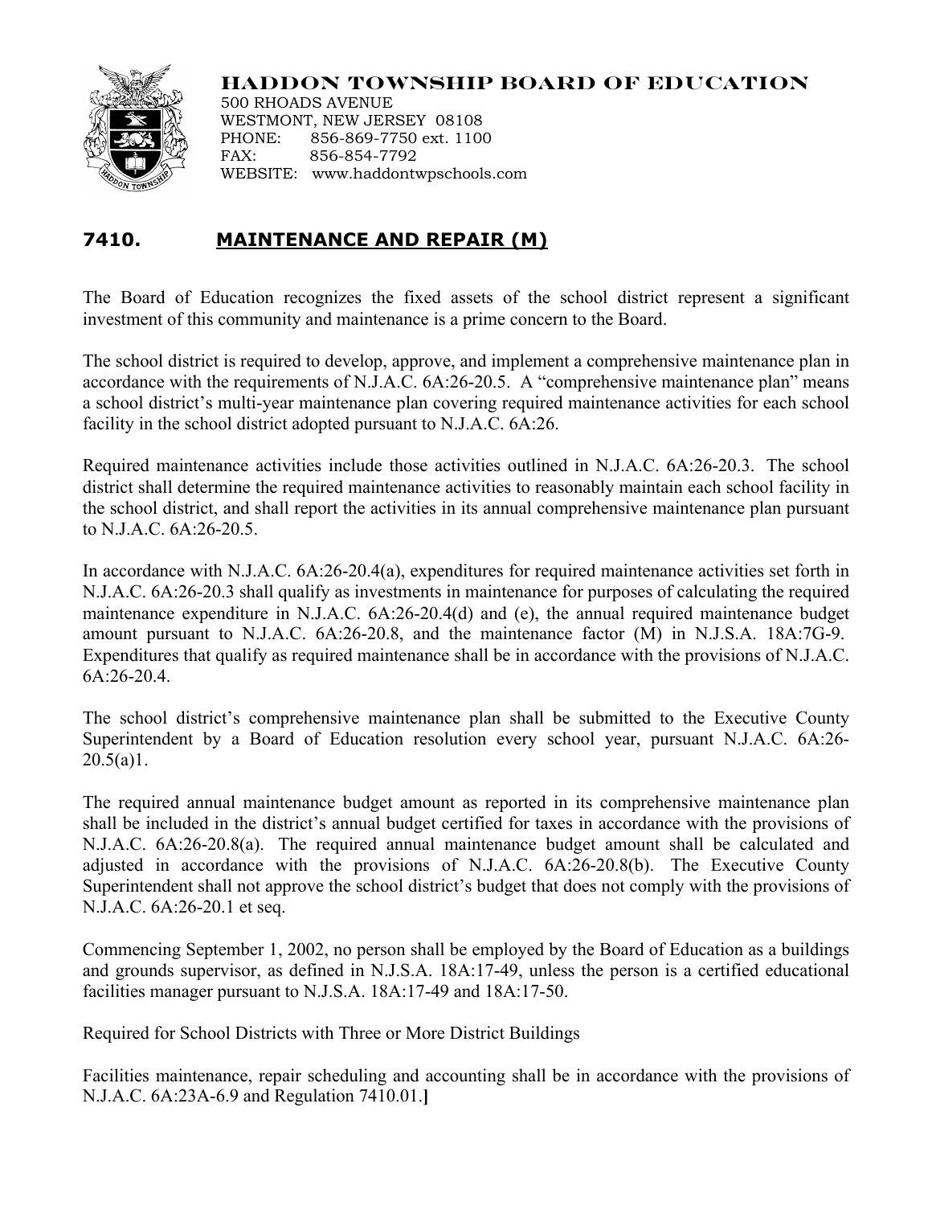**HADDON TOWNSHIP BOARD OF EDUCATION**
500 RHOADS AVENUE
WESTMONT, NEW JERSEY 08108
PHONE: 856-869-7750 ext. 1100
FAX: 856-854-7792
WEBSITE: www.haddontwpschools.com

## 7410. MAINTENANCE AND REPAIR (M)

The Board of Education recognizes the fixed assets of the school district represent a significant investment of this community and maintenance is a prime concern to the Board.

The school district is required to develop, approve, and implement a comprehensive maintenance plan in accordance with the requirements of N.J.A.C. 6A:26-20.5. A "comprehensive maintenance plan" means a school district's multi-year maintenance plan covering required maintenance activities for each school facility in the school district adopted pursuant to N.J.A.C. 6A:26.

Required maintenance activities include those activities outlined in N.J.A.C. 6A:26-20.3. The school district shall determine the required maintenance activities to reasonably maintain each school facility in the school district, and shall report the activities in its annual comprehensive maintenance plan pursuant to N.J.A.C. 6A:26-20.5.

In accordance with N.J.A.C. 6A:26-20.4(a), expenditures for required maintenance activities set forth in N.J.A.C. 6A:26-20.3 shall qualify as investments in maintenance for purposes of calculating the required maintenance expenditure in N.J.A.C. 6A:26-20.4(d) and (e), the annual required maintenance budget amount pursuant to N.J.A.C. 6A:26-20.8, and the maintenance factor (M) in N.J.S.A. 18A:7G-9. Expenditures that qualify as required maintenance shall be in accordance with the provisions of N.J.A.C. 6A:26-20.4.

The school district's comprehensive maintenance plan shall be submitted to the Executive County Superintendent by a Board of Education resolution every school year, pursuant N.J.A.C. 6A:26-20.5(a)1.

The required annual maintenance budget amount as reported in its comprehensive maintenance plan shall be included in the district's annual budget certified for taxes in accordance with the provisions of N.J.A.C. 6A:26-20.8(a). The required annual maintenance budget amount shall be calculated and adjusted in accordance with the provisions of N.J.A.C. 6A:26-20.8(b). The Executive County Superintendent shall not approve the school district's budget that does not comply with the provisions of N.J.A.C. 6A:26-20.1 et seq.

Commencing September 1, 2002, no person shall be employed by the Board of Education as a buildings and grounds supervisor, as defined in N.J.S.A. 18A:17-49, unless the person is a certified educational facilities manager pursuant to N.J.S.A. 18A:17-49 and 18A:17-50.

Required for School Districts with Three or More District Buildings

Facilities maintenance, repair scheduling and accounting shall be in accordance with the provisions of N.J.A.C. 6A:23A-6.9 and Regulation 7410.01.]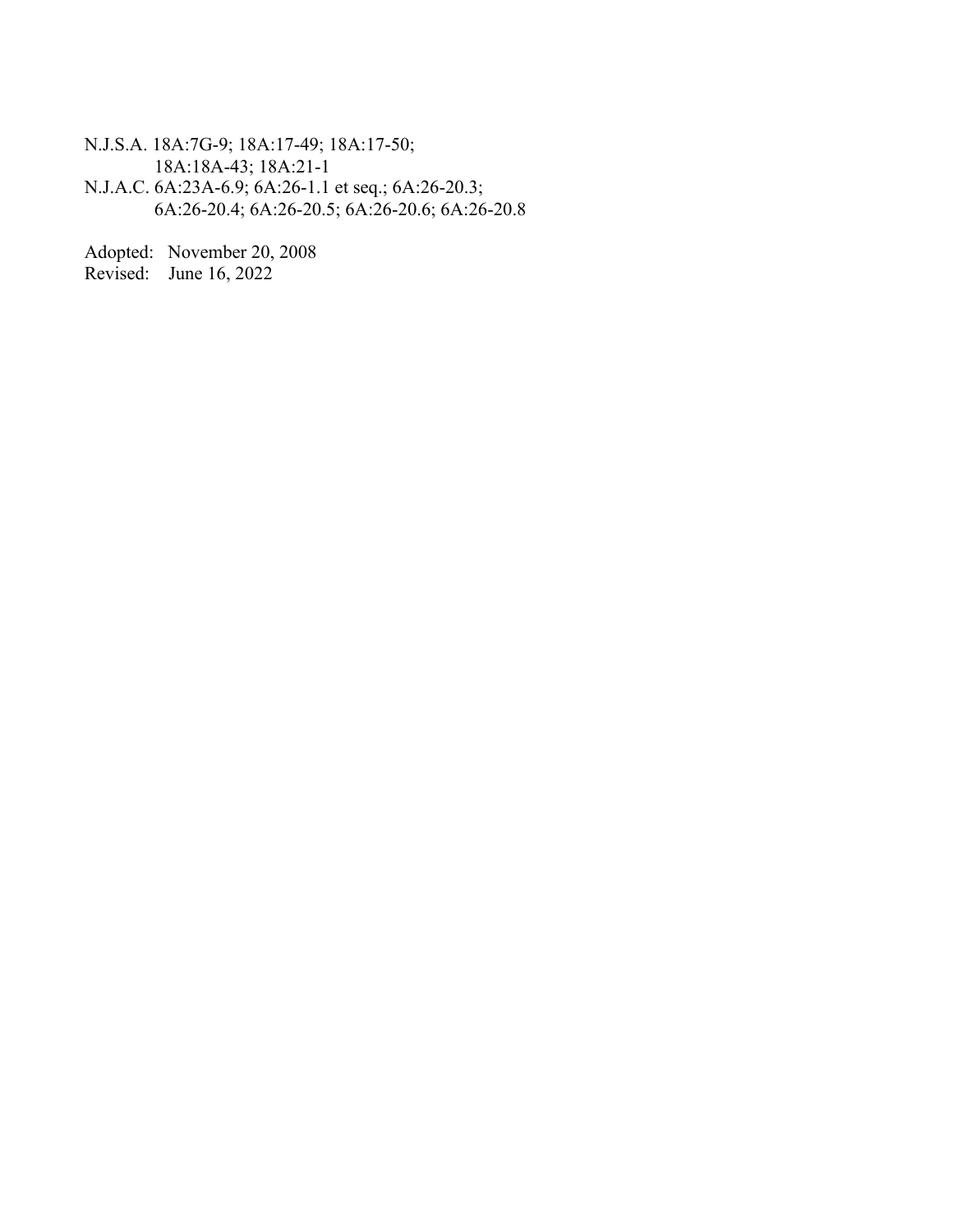N.J.S.A. 18A:7G-9; 18A:17-49; 18A:17-50;
18A:18A-43; 18A:21-1
N.J.A.C. 6A:23A-6.9; 6A:26-1.1 et seq.; 6A:26-20.3;
6A:26-20.4; 6A:26-20.5; 6A:26-20.6; 6A:26-20.8

Adopted: November 20, 2008
Revised: June 16, 2022